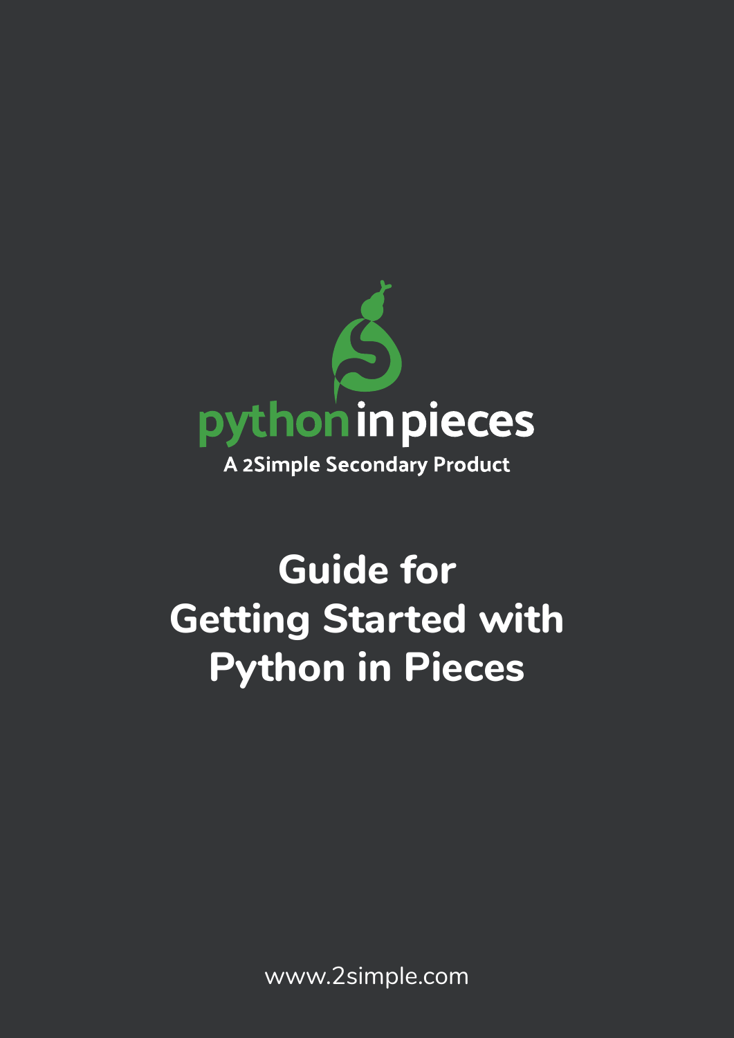python in pieces

A 2Simple Secondary Product

# Guide for Getting Started with Python in Pieces

www.2simple.com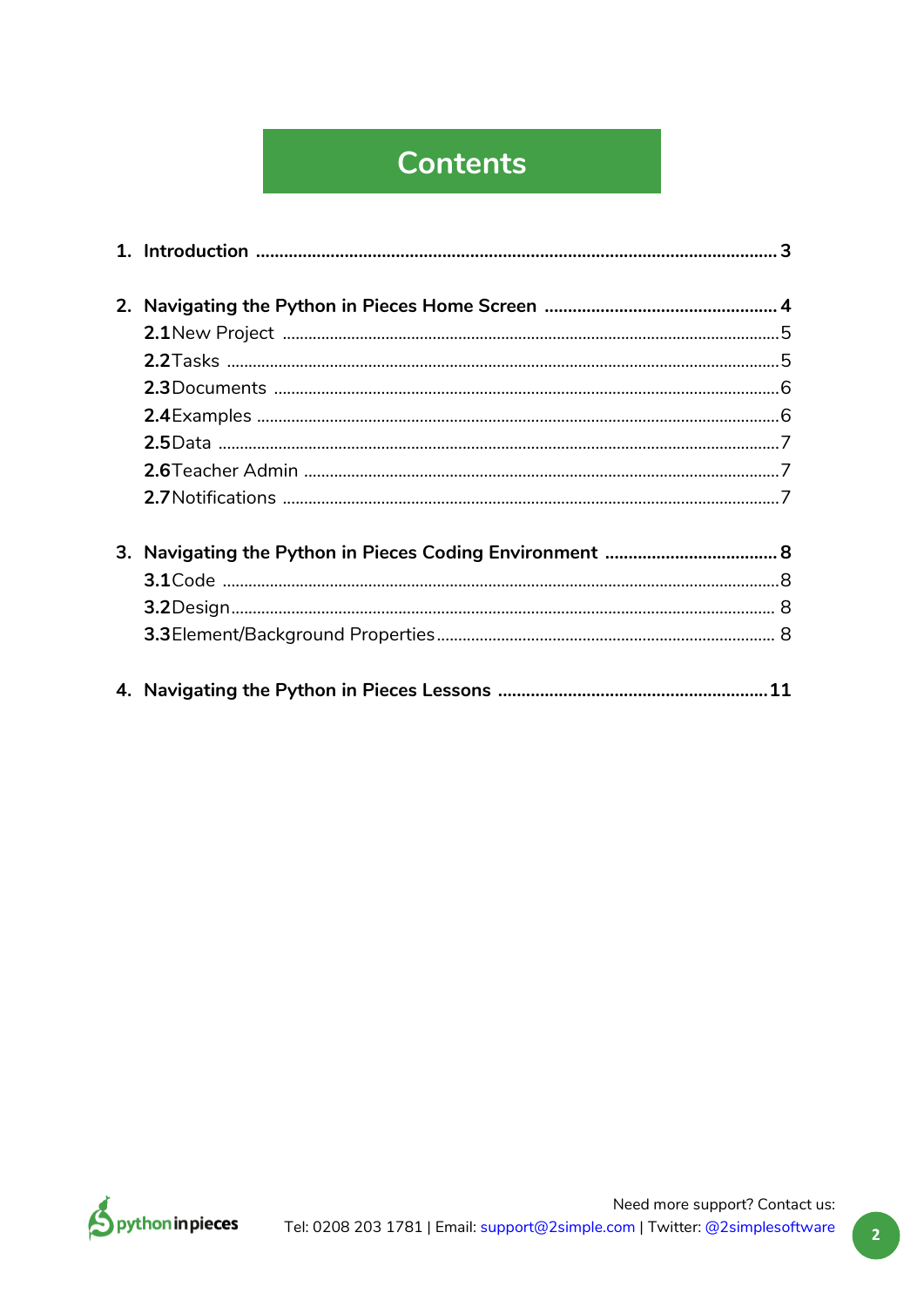# Contents

1. **Introduction** ........................................................................................................ **3**

2. **Navigating the Python in Pieces Home Screen** ...................................................... **4**
   - **2.1** New Project ........................................................................................................ 5
   - **2.2** Tasks ................................................................................................................. 5
   - **2.3** Documents ......................................................................................................... 6
   - **2.4** Examples ............................................................................................................ 6
   - **2.5** Data ................................................................................................................... 7
   - **2.6** Teacher Admin ..................................................................................................... 7
   - **2.7** Notifications ........................................................................................................ 7

3. **Navigating the Python in Pieces Coding Environment** ........................................... **8**
   - **3.1** Code ................................................................................................................... 8
   - **3.2** Design ................................................................................................................. 8
   - **3.3** Element/Background Properties ........................................................................... 8

4. **Navigating the Python in Pieces Lessons** ............................................................ **11**

Need more support? Contact us:
Tel: 0208 203 1781 | Email: support@2simple.com | Twitter: @2simplesoftware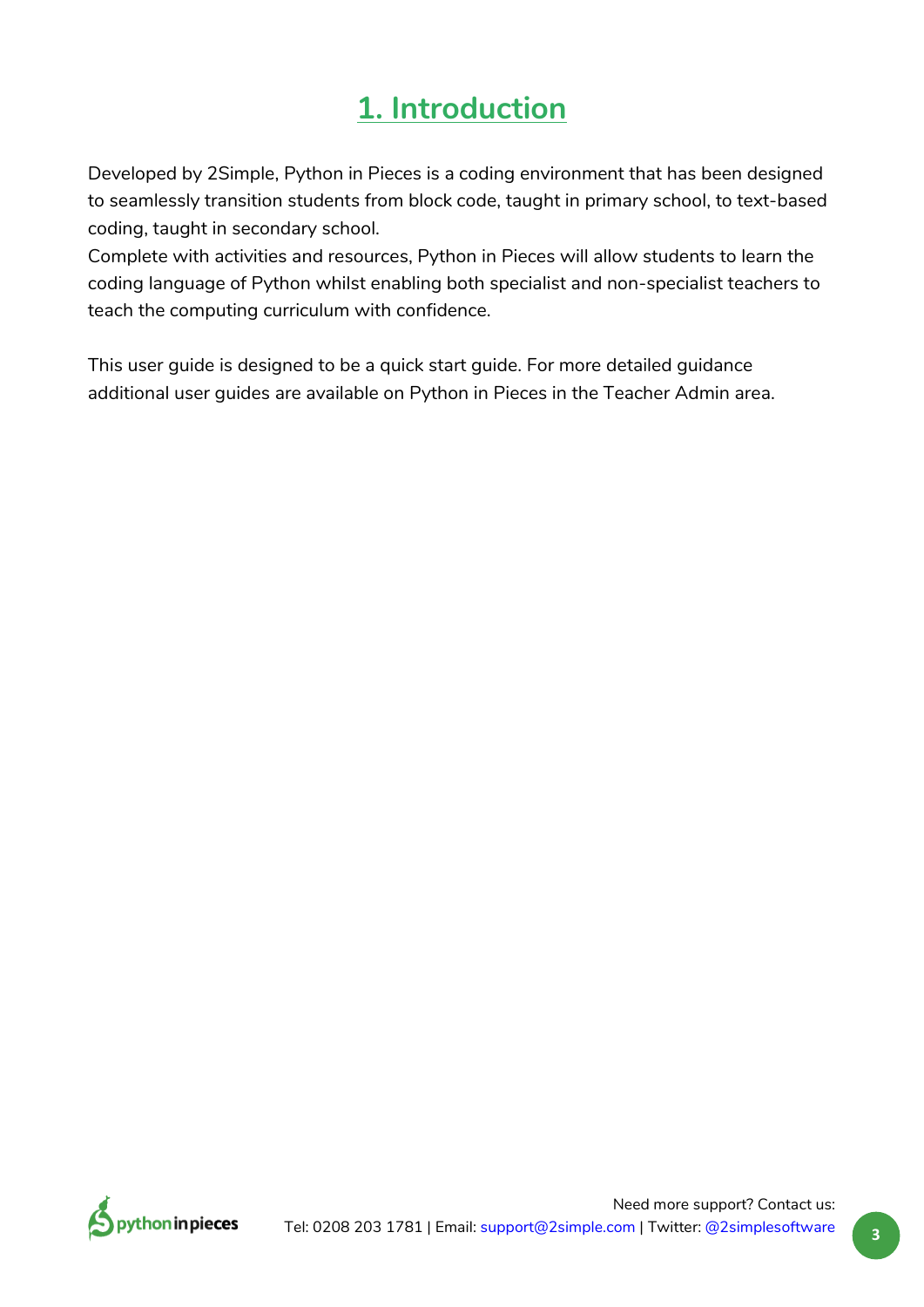# 1. Introduction

Developed by 2Simple, Python in Pieces is a coding environment that has been designed to seamlessly transition students from block code, taught in primary school, to text-based coding, taught in secondary school.
Complete with activities and resources, Python in Pieces will allow students to learn the coding language of Python whilst enabling both specialist and non-specialist teachers to teach the computing curriculum with confidence.

This user guide is designed to be a quick start guide. For more detailed guidance additional user guides are available on Python in Pieces in the Teacher Admin area.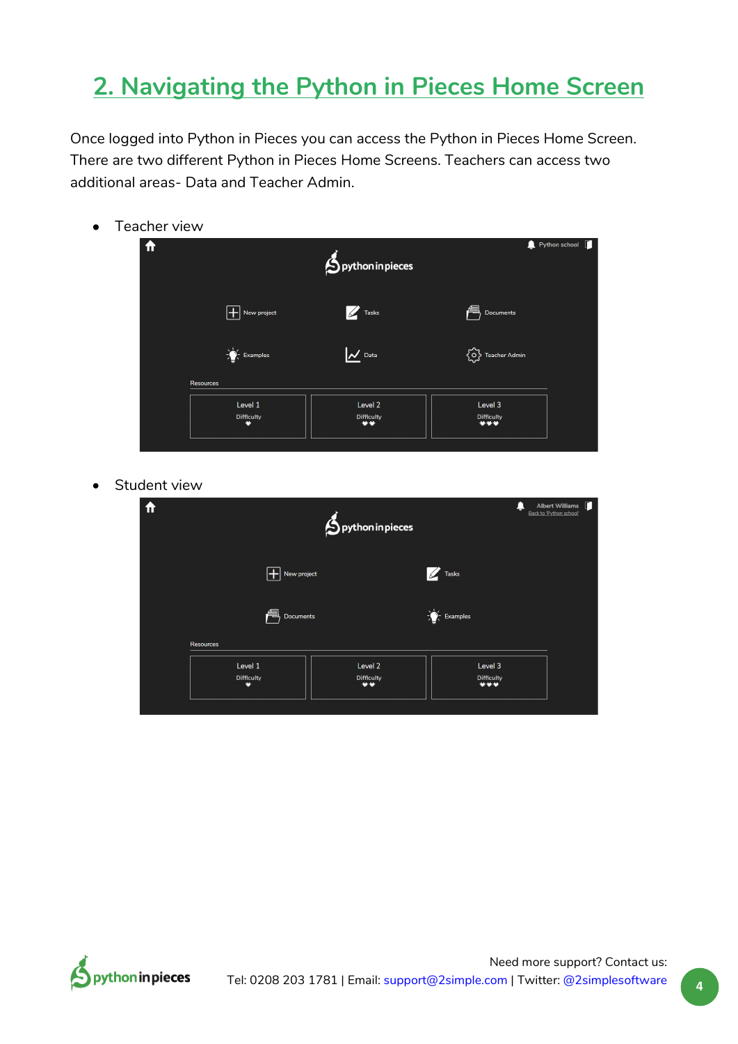## 2. Navigating the Python in Pieces Home Screen

Once logged into Python in Pieces you can access the Python in Pieces Home Screen. There are two different Python in Pieces Home Screens. Teachers can access two additional areas- Data and Teacher Admin.

- Teacher view

- Student view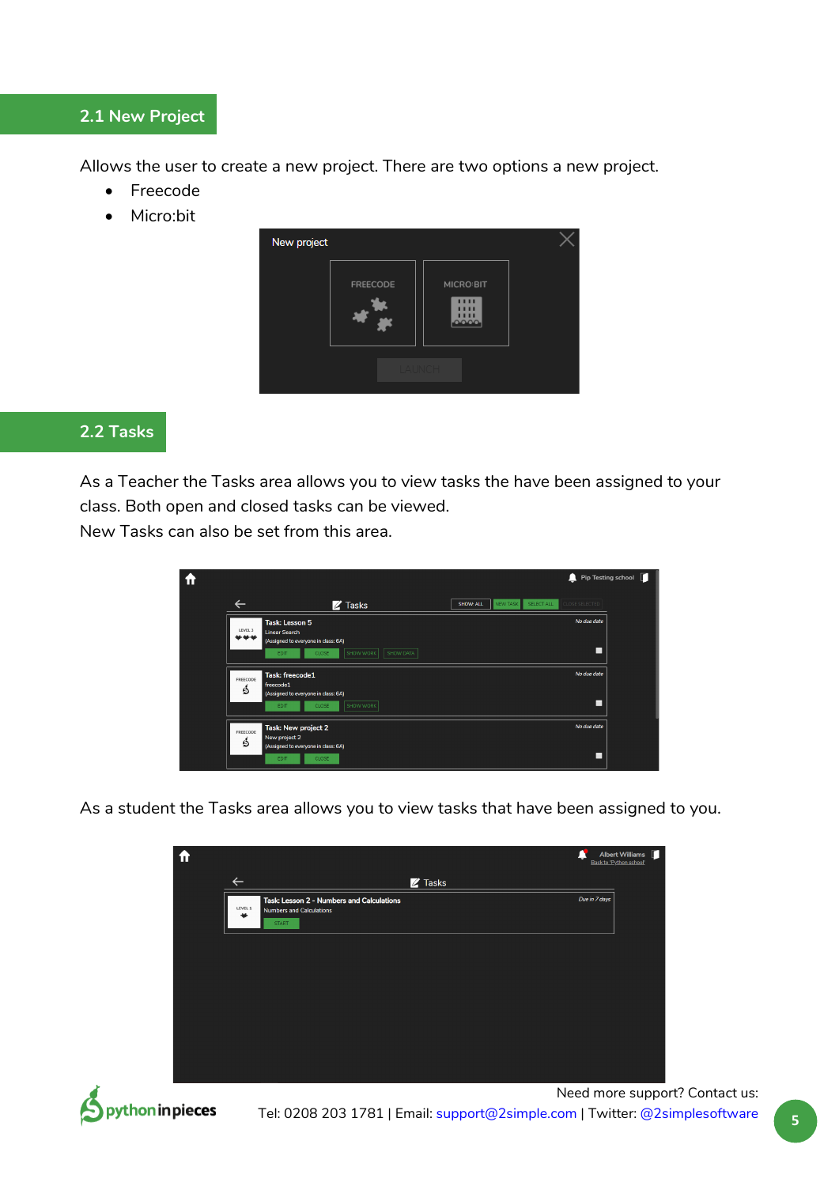## 2.1 New Project

Allows the user to create a new project. There are two options a new project.

- Freecode
- Micro:bit

## 2.2 Tasks

As a Teacher the Tasks area allows you to view tasks the have been assigned to your class. Both open and closed tasks can be viewed.
New Tasks can also be set from this area.

As a student the Tasks area allows you to view tasks that have been assigned to you.

Need more support? Contact us:
Tel: 0208 203 1781 | Email: support@2simple.com | Twitter: @2simplesoftware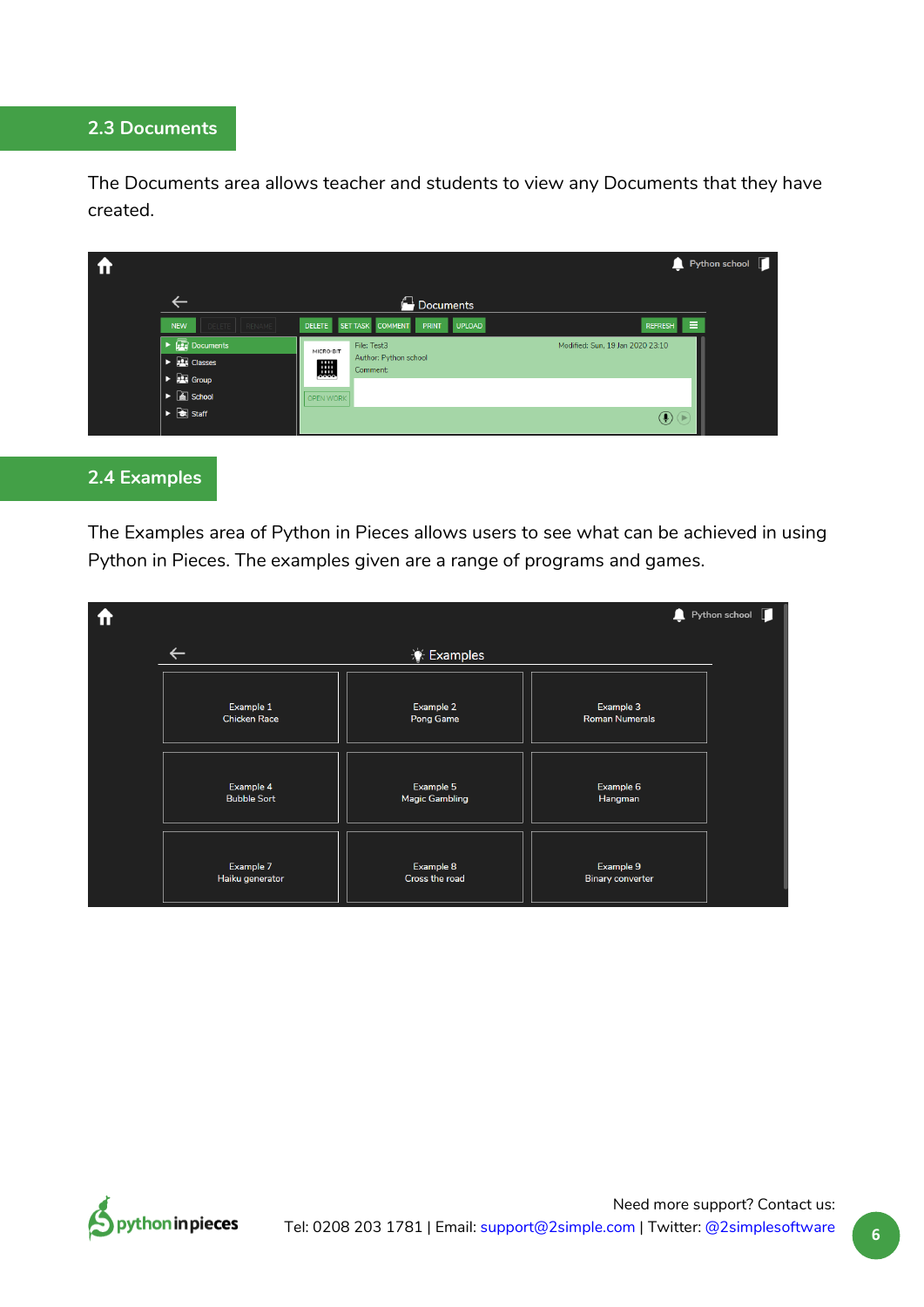## 2.3 Documents

The Documents area allows teacher and students to view any Documents that they have created.

## 2.4 Examples

The Examples area of Python in Pieces allows users to see what can be achieved in using Python in Pieces. The examples given are a range of programs and games.

Need more support? Contact us:

Tel: 0208 203 1781 | Email: support@2simple.com | Twitter: @2simplesoftware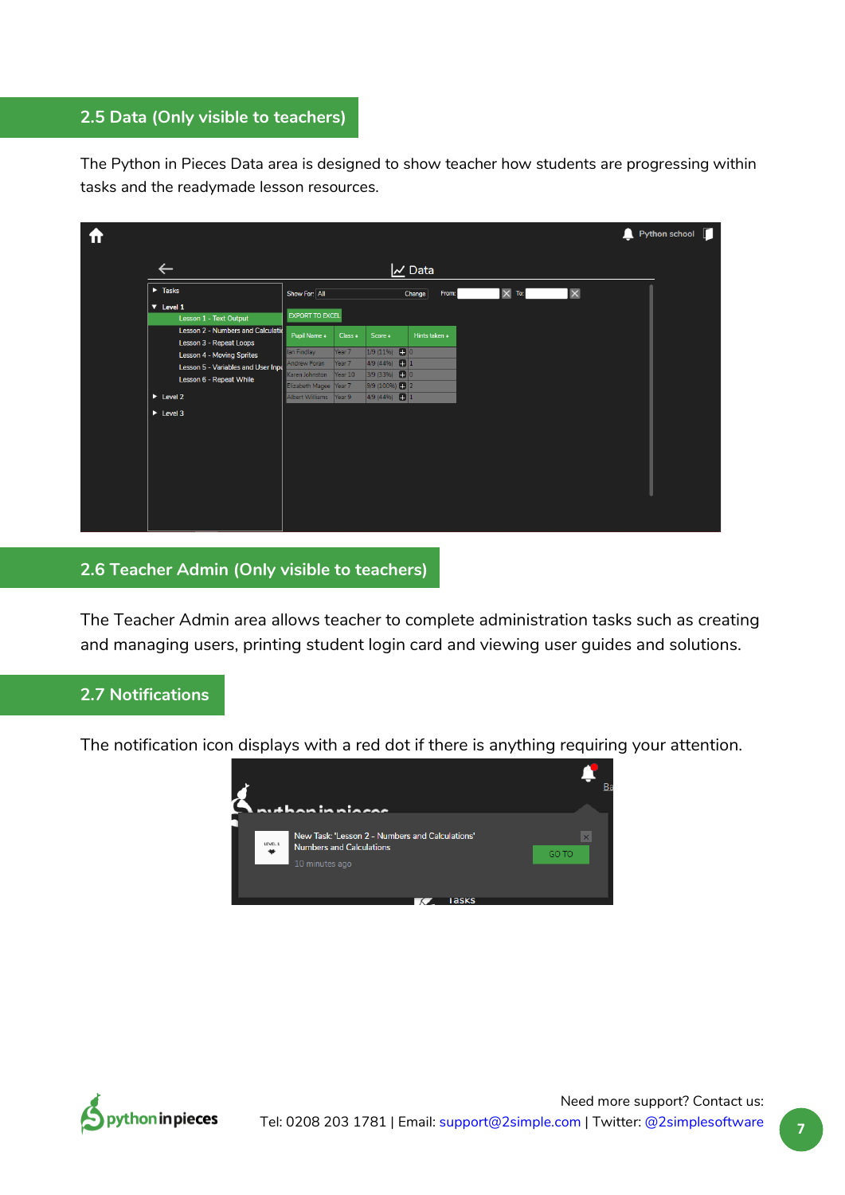## 2.5 Data (Only visible to teachers)

The Python in Pieces Data area is designed to show teacher how students are progressing within tasks and the readymade lesson resources.

## 2.6 Teacher Admin (Only visible to teachers)

The Teacher Admin area allows teacher to complete administration tasks such as creating and managing users, printing student login card and viewing user guides and solutions.

## 2.7 Notifications

The notification icon displays with a red dot if there is anything requiring your attention.

Need more support? Contact us:
Tel: 0208 203 1781 | Email: support@2simple.com | Twitter: @2simplesoftware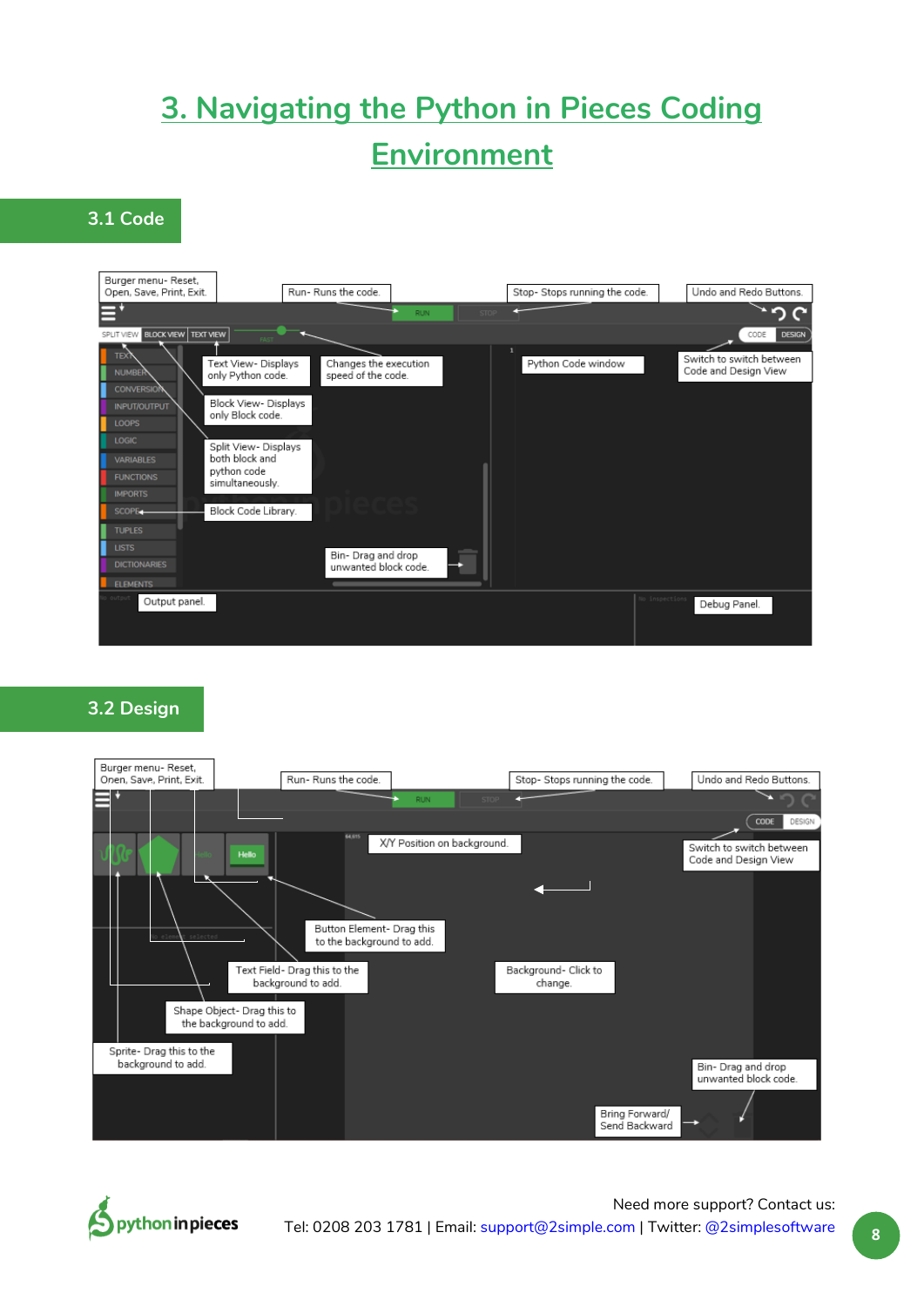# 3. Navigating the Python in Pieces Coding Environment

## 3.1 Code

Burger menu- Reset, Open, Save, Print, Exit.

Run- Runs the code.

Stop- Stops running the code.

Undo and Redo Buttons.

Text View- Displays only Python code.

Changes the execution speed of the code.

Python Code window

Switch to switch between Code and Design View

Block View- Displays only Block code.

Split View- Displays both block and python code simultaneously.

Block Code Library.

Bin- Drag and drop unwanted block code.

Output panel.

Debug Panel.

## 3.2 Design

Burger menu- Reset, Open, Save, Print, Exit.

Run- Runs the code.

Stop- Stops running the code.

Undo and Redo Buttons.

X/Y Position on background.

Switch to switch between Code and Design View

Button Element- Drag this to the background to add.

Text Field- Drag this to the background to add.

Background- Click to change.

Shape Object- Drag this to the background to add.

Sprite- Drag this to the background to add.

Bin- Drag and drop unwanted block code.

Bring Forward/ Send Backward

Need more support? Contact us:

Tel: 0208 203 1781 | Email: support@2simple.com | Twitter: @2simplesoftware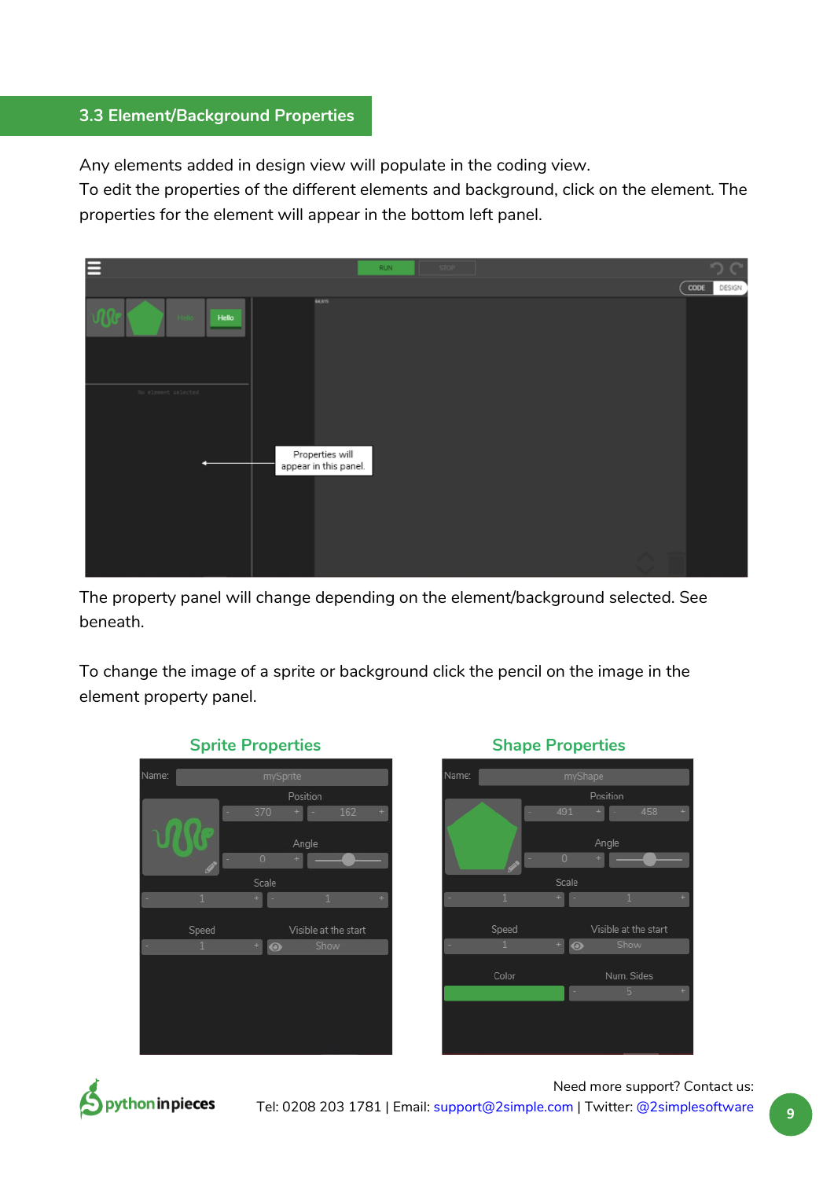## 3.3 Element/Background Properties

Any elements added in design view will populate in the coding view.
To edit the properties of the different elements and background, click on the element. The properties for the element will appear in the bottom left panel.

The property panel will change depending on the element/background selected. See beneath.

To change the image of a sprite or background click the pencil on the image in the element property panel.

**Sprite Properties**

**Shape Properties**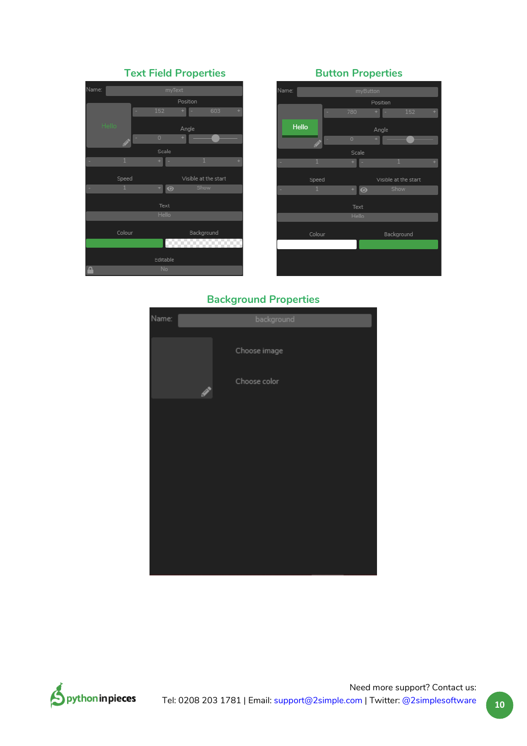## Text Field Properties

Name: myText

Position: 152, 603

Hello

Angle: 0

Scale: 1, 1

Speed: 1

Visible at the start: Show

Text: Hello

Colour

Background

Editable: No

## Button Properties

Name: myButton

Position: 780, 152

Hello

Angle: 0

Scale: 1, 1

Speed: 1

Visible at the start: Show

Text: Hello

Colour

Background

## Background Properties

Name: background

Choose image

Choose color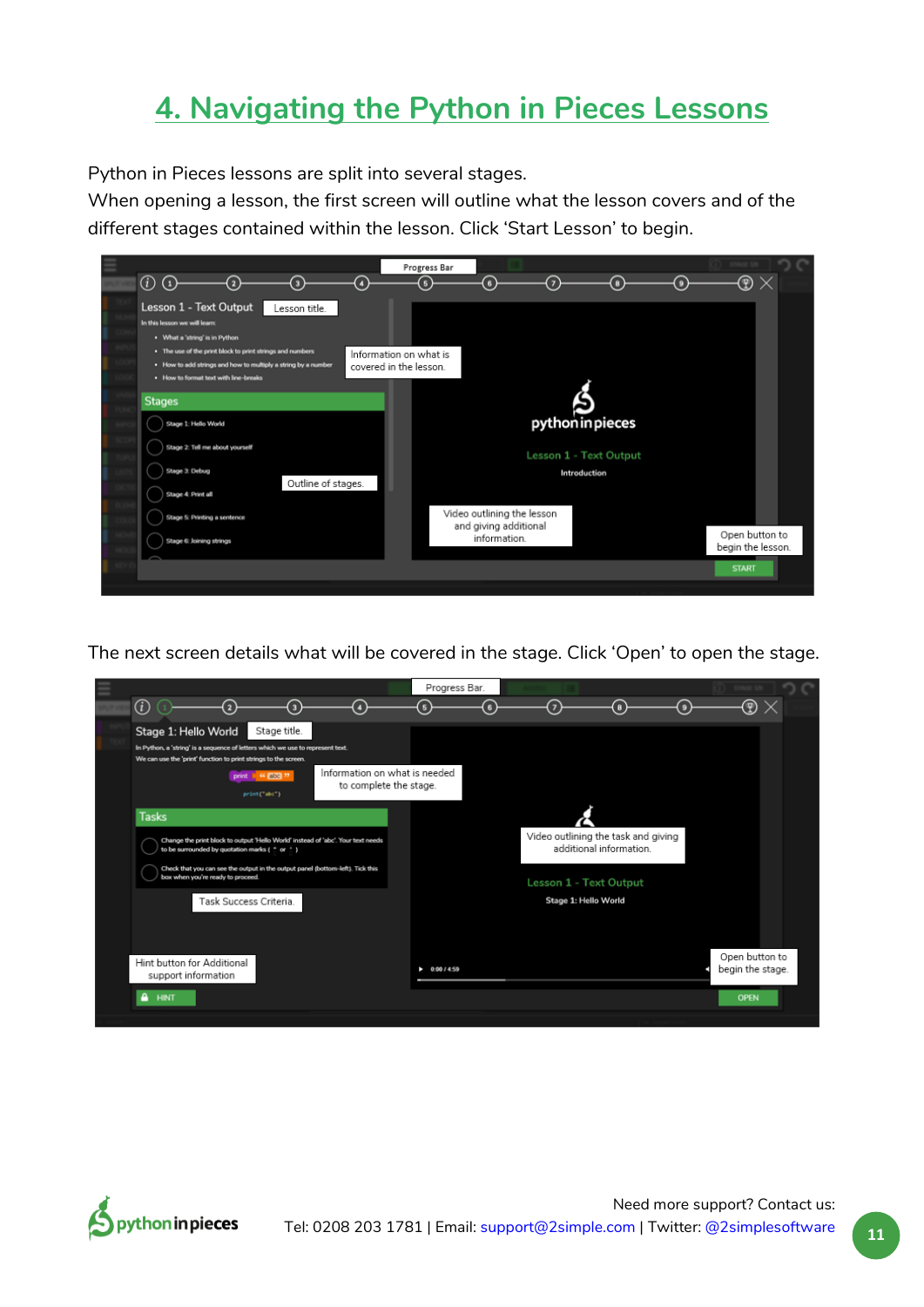# 4. Navigating the Python in Pieces Lessons

Python in Pieces lessons are split into several stages.
When opening a lesson, the first screen will outline what the lesson covers and of the different stages contained within the lesson. Click 'Start Lesson' to begin.

Progress Bar

Lesson title.

Information on what is covered in the lesson.

Outline of stages.

Video outlining the lesson and giving additional information.

Open button to begin the lesson.

The next screen details what will be covered in the stage. Click 'Open' to open the stage.

Progress Bar.

Stage title.

Information on what is needed to complete the stage.

Video outlining the task and giving additional information.

Task Success Criteria

Hint button for Additional support information

Open button to begin the stage.

Need more support? Contact us:
Tel: 0208 203 1781 | Email: support@2simple.com | Twitter: @2simplesoftware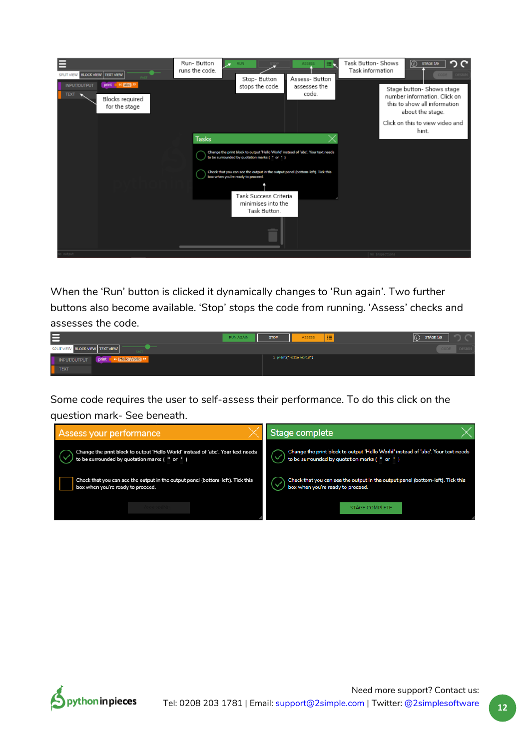Run- Button runs the code.

Stop- Button stops the code.

Assess- Button assesses the code.

Task Button- Shows Task information

Blocks required for the stage

Stage button- Shows stage number information. Click on this to show all information about the stage.

Click on this to view video and hint.

Task Success Criteria minimises into the Task Button.

When the 'Run' button is clicked it dynamically changes to 'Run again'. Two further buttons also become available. 'Stop' stops the code from running. 'Assess' checks and assesses the code.

Some code requires the user to self-assess their performance. To do this click on the question mark- See beneath.

Need more support? Contact us:

Tel: 0208 203 1781 | Email: support@2simple.com | Twitter: @2simplesoftware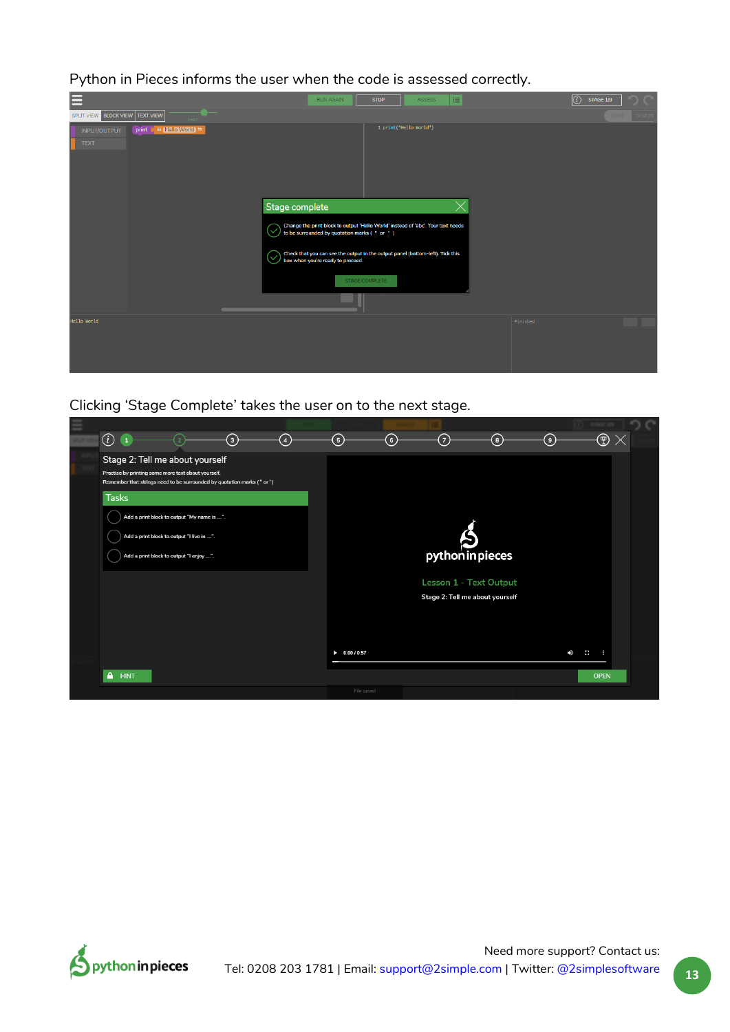Python in Pieces informs the user when the code is assessed correctly.

Clicking 'Stage Complete' takes the user on to the next stage.

Need more support? Contact us:

Tel: 0208 203 1781 | Email: support@2simple.com | Twitter: @2simplesoftware